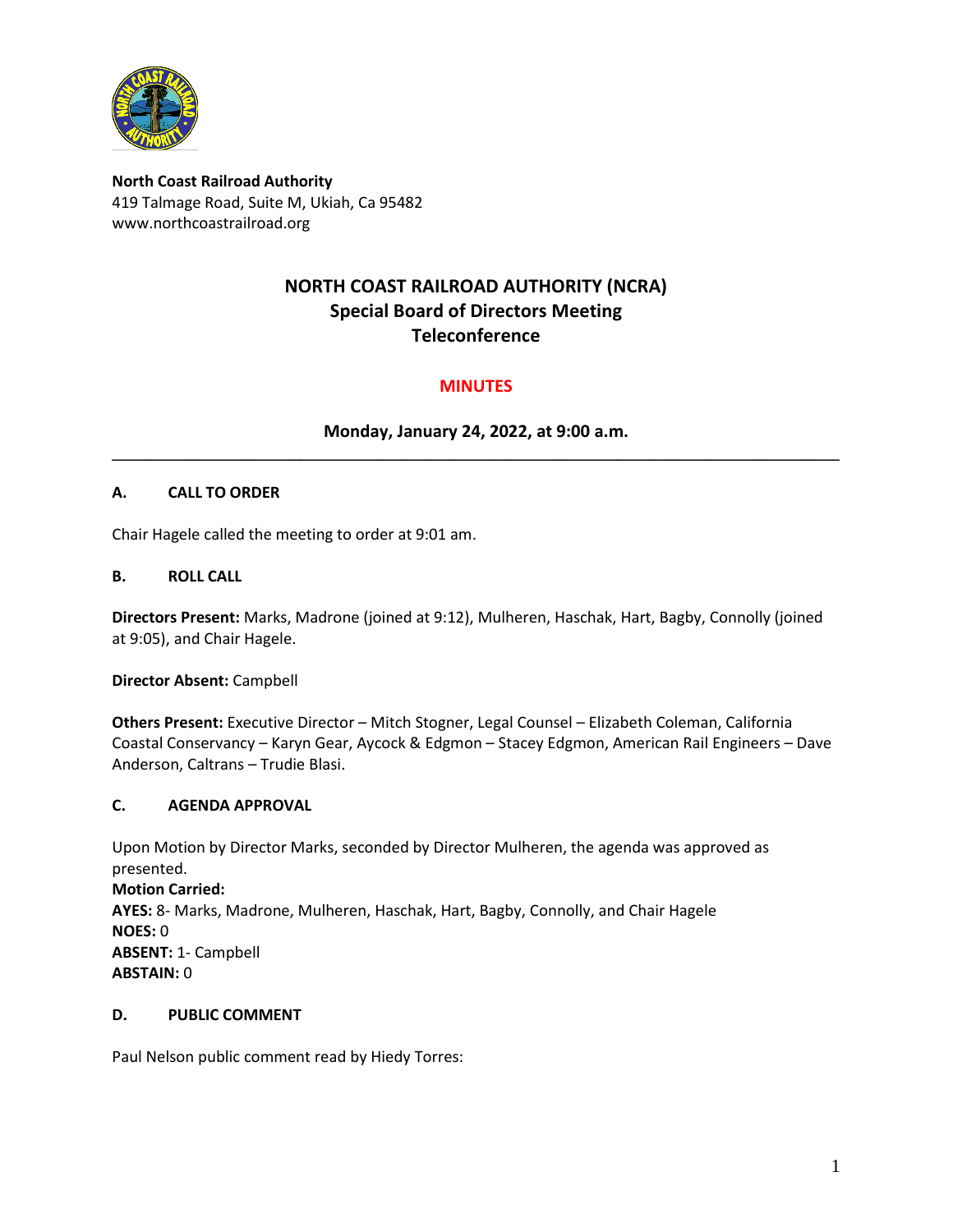**North Coast Railroad Authority**
419 Talmage Road, Suite M, Ukiah, Ca 95482
www.northcoastrailroad.org

# NORTH COAST RAILROAD AUTHORITY (NCRA)
## Special Board of Directors Meeting
## Teleconference

## MINUTES

**Monday, January 24, 2022, at 9:00 a.m.**

---

### A. CALL TO ORDER

Chair Hagele called the meeting to order at 9:01 am.

### B. ROLL CALL

**Directors Present:** Marks, Madrone (joined at 9:12), Mulheren, Haschak, Hart, Bagby, Connolly (joined at 9:05), and Chair Hagele.

**Director Absent:** Campbell

**Others Present:** Executive Director – Mitch Stogner, Legal Counsel – Elizabeth Coleman, California Coastal Conservancy – Karyn Gear, Aycock & Edgmon – Stacey Edgmon, American Rail Engineers – Dave Anderson, Caltrans – Trudie Blasi.

### C. AGENDA APPROVAL

Upon Motion by Director Marks, seconded by Director Mulheren, the agenda was approved as presented.
**Motion Carried:**
**AYES:** 8- Marks, Madrone, Mulheren, Haschak, Hart, Bagby, Connolly, and Chair Hagele
**NOES:** 0
**ABSENT:** 1- Campbell
**ABSTAIN:** 0

### D. PUBLIC COMMENT

Paul Nelson public comment read by Hiedy Torres: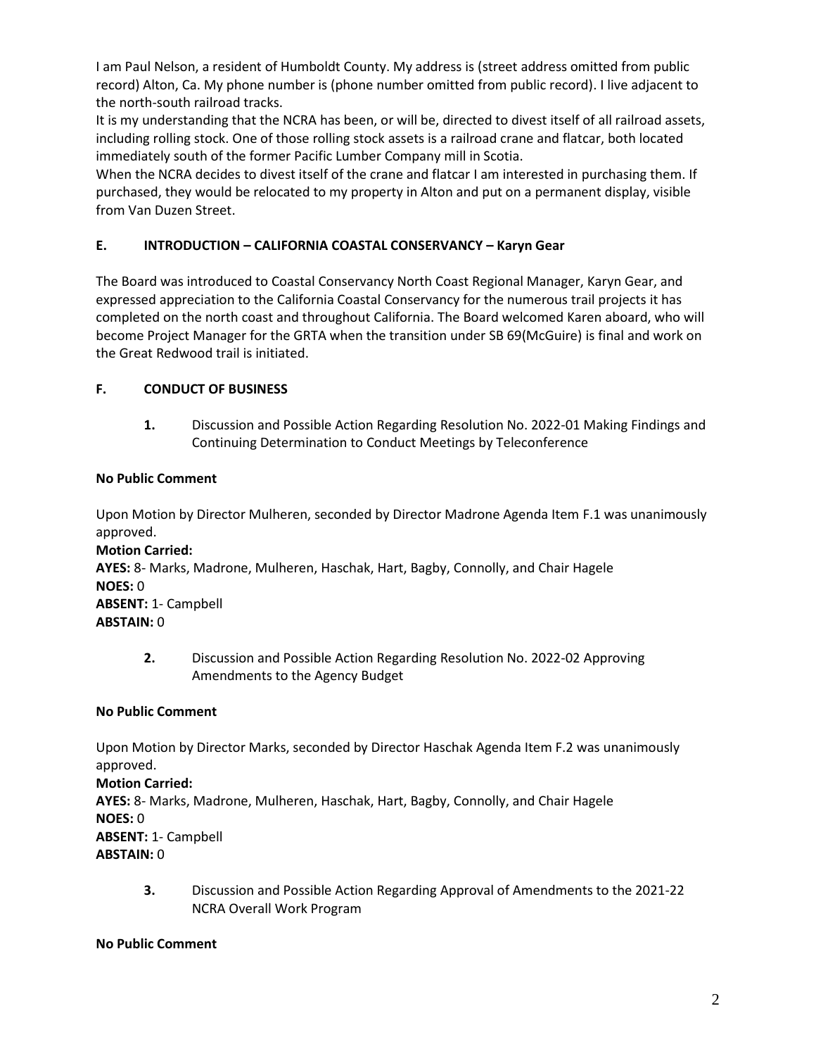I am Paul Nelson, a resident of Humboldt County. My address is (street address omitted from public record) Alton, Ca. My phone number is (phone number omitted from public record). I live adjacent to the north-south railroad tracks.

It is my understanding that the NCRA has been, or will be, directed to divest itself of all railroad assets, including rolling stock. One of those rolling stock assets is a railroad crane and flatcar, both located immediately south of the former Pacific Lumber Company mill in Scotia.

When the NCRA decides to divest itself of the crane and flatcar I am interested in purchasing them. If purchased, they would be relocated to my property in Alton and put on a permanent display, visible from Van Duzen Street.

**E. INTRODUCTION – CALIFORNIA COASTAL CONSERVANCY – Karyn Gear**

The Board was introduced to Coastal Conservancy North Coast Regional Manager, Karyn Gear, and expressed appreciation to the California Coastal Conservancy for the numerous trail projects it has completed on the north coast and throughout California. The Board welcomed Karen aboard, who will become Project Manager for the GRTA when the transition under SB 69(McGuire) is final and work on the Great Redwood trail is initiated.

**F. CONDUCT OF BUSINESS**

**1.** Discussion and Possible Action Regarding Resolution No. 2022-01 Making Findings and Continuing Determination to Conduct Meetings by Teleconference

**No Public Comment**

Upon Motion by Director Mulheren, seconded by Director Madrone Agenda Item F.1 was unanimously approved.

**Motion Carried:**
**AYES:** 8- Marks, Madrone, Mulheren, Haschak, Hart, Bagby, Connolly, and Chair Hagele
**NOES:** 0
**ABSENT:** 1- Campbell
**ABSTAIN:** 0

**2.** Discussion and Possible Action Regarding Resolution No. 2022-02 Approving Amendments to the Agency Budget

**No Public Comment**

Upon Motion by Director Marks, seconded by Director Haschak Agenda Item F.2 was unanimously approved.

**Motion Carried:**
**AYES:** 8- Marks, Madrone, Mulheren, Haschak, Hart, Bagby, Connolly, and Chair Hagele
**NOES:** 0
**ABSENT:** 1- Campbell
**ABSTAIN:** 0

**3.** Discussion and Possible Action Regarding Approval of Amendments to the 2021-22 NCRA Overall Work Program

**No Public Comment**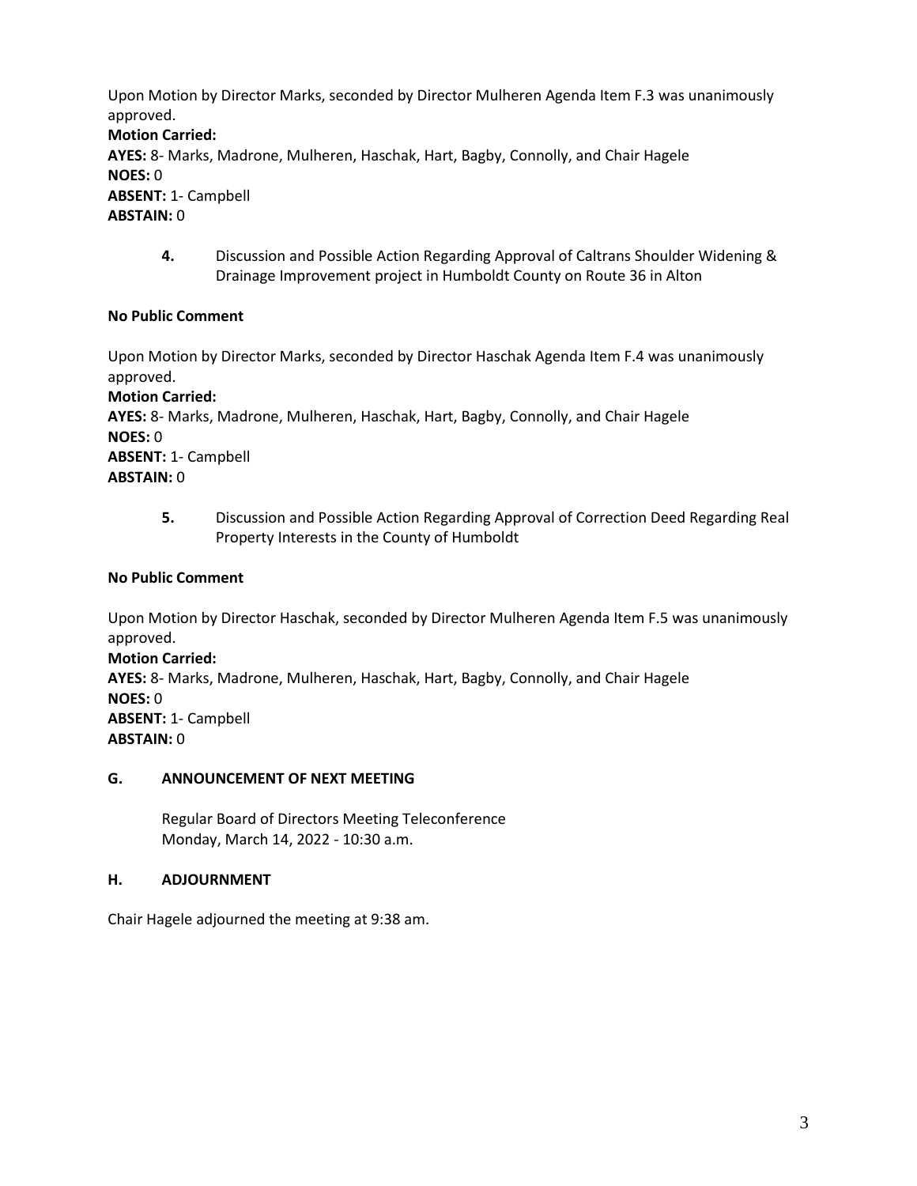Upon Motion by Director Marks, seconded by Director Mulheren Agenda Item F.3 was unanimously approved.

**Motion Carried:**
**AYES:** 8- Marks, Madrone, Mulheren, Haschak, Hart, Bagby, Connolly, and Chair Hagele
**NOES:** 0
**ABSENT:** 1- Campbell
**ABSTAIN:** 0

**4.** Discussion and Possible Action Regarding Approval of Caltrans Shoulder Widening & Drainage Improvement project in Humboldt County on Route 36 in Alton

**No Public Comment**

Upon Motion by Director Marks, seconded by Director Haschak Agenda Item F.4 was unanimously approved.

**Motion Carried:**
**AYES:** 8- Marks, Madrone, Mulheren, Haschak, Hart, Bagby, Connolly, and Chair Hagele
**NOES:** 0
**ABSENT:** 1- Campbell
**ABSTAIN:** 0

**5.** Discussion and Possible Action Regarding Approval of Correction Deed Regarding Real Property Interests in the County of Humboldt

**No Public Comment**

Upon Motion by Director Haschak, seconded by Director Mulheren Agenda Item F.5 was unanimously approved.

**Motion Carried:**
**AYES:** 8- Marks, Madrone, Mulheren, Haschak, Hart, Bagby, Connolly, and Chair Hagele
**NOES:** 0
**ABSENT:** 1- Campbell
**ABSTAIN:** 0

## G. ANNOUNCEMENT OF NEXT MEETING

Regular Board of Directors Meeting Teleconference
Monday, March 14, 2022 - 10:30 a.m.

## H. ADJOURNMENT

Chair Hagele adjourned the meeting at 9:38 am.